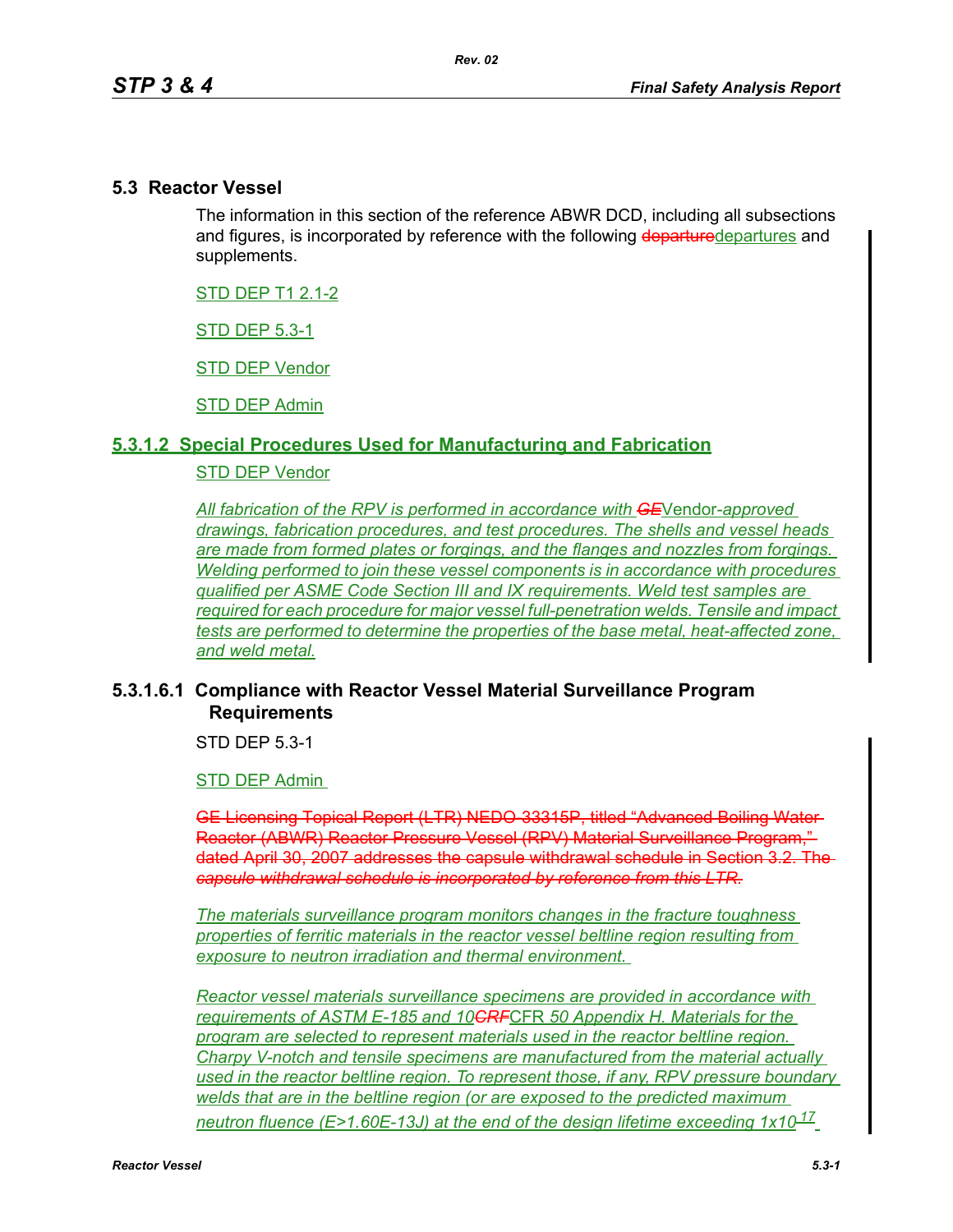## 5.3 Reactor Vessel

The information in this section of the reference ABWR DCD, including all subsections and figures, is incorporated by reference with the following ~~departure~~departures and supplements.

STD DEP T1 2.1-2

STD DEP 5.3-1

STD DEP Vendor

STD DEP Admin

### 5.3.1.2 Special Procedures Used for Manufacturing and Fabrication

STD DEP Vendor

*All fabrication of the RPV is performed in accordance with ~~GE~~Vendor-approved drawings, fabrication procedures, and test procedures. The shells and vessel heads are made from formed plates or forgings, and the flanges and nozzles from forgings. Welding performed to join these vessel components is in accordance with procedures qualified per ASME Code Section III and IX requirements. Weld test samples are required for each procedure for major vessel full-penetration welds. Tensile and impact tests are performed to determine the properties of the base metal, heat-affected zone, and weld metal.*

### 5.3.1.6.1 Compliance with Reactor Vessel Material Surveillance Program Requirements

STD DEP 5.3-1

STD DEP Admin

~~GE Licensing Topical Report (LTR) NEDO-33315P, titled “Advanced Boiling Water Reactor (ABWR) Reactor Pressure Vessel (RPV) Material Surveillance Program,” dated April 30, 2007 addresses the capsule withdrawal schedule in Section 3.2. The *capsule withdrawal schedule is incorporated by reference from this LTR.*~~

*The materials surveillance program monitors changes in the fracture toughness properties of ferritic materials in the reactor vessel beltline region resulting from exposure to neutron irradiation and thermal environment.*

*Reactor vessel materials surveillance specimens are provided in accordance with requirements of ASTM E-185 and 10~~CRF~~CFR 50 Appendix H. Materials for the program are selected to represent materials used in the reactor beltline region. Charpy V-notch and tensile specimens are manufactured from the material actually used in the reactor beltline region. To represent those, if any, RPV pressure boundary welds that are in the beltline region (or are exposed to the predicted maximum neutron fluence (E>1.60E-13J) at the end of the design lifetime exceeding $1x10^{17}$*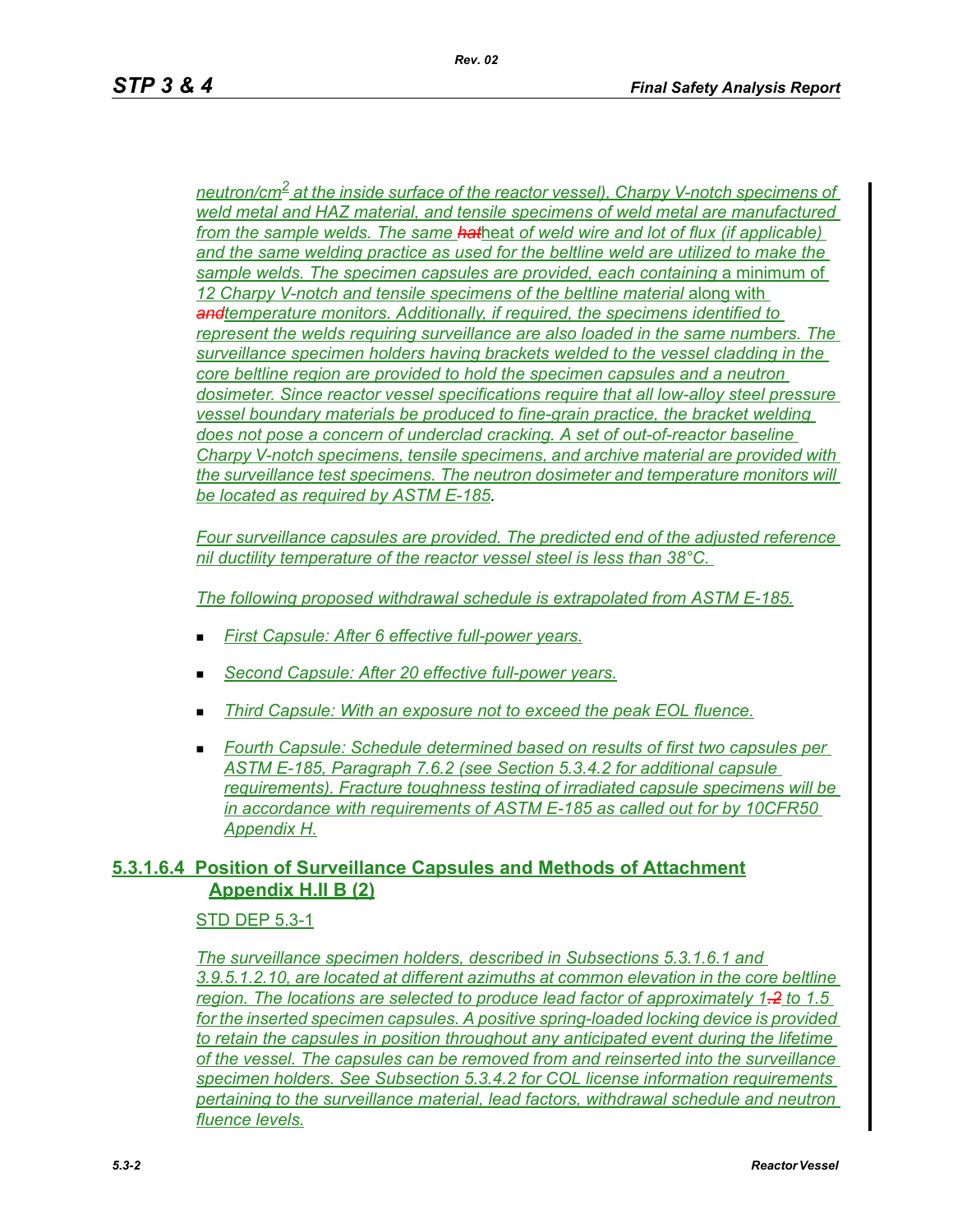*neutron/cm² at the inside surface of the reactor vessel). Charpy V-notch specimens of weld metal and HAZ material, and tensile specimens of weld metal are manufactured from the sample welds. The same hatheat of weld wire and lot of flux (if applicable) and the same welding practice as used for the beltline weld are utilized to make the sample welds. The specimen capsules are provided, each containing* a minimum of *12 Charpy V-notch and tensile specimens of the beltline material* along with *andtemperature monitors. Additionally, if required, the specimens identified to represent the welds requiring surveillance are also loaded in the same numbers. The surveillance specimen holders having brackets welded to the vessel cladding in the core beltline region are provided to hold the specimen capsules and a neutron dosimeter. Since reactor vessel specifications require that all low-alloy steel pressure vessel boundary materials be produced to fine-grain practice, the bracket welding does not pose a concern of underclad cracking. A set of out-of-reactor baseline Charpy V-notch specimens, tensile specimens, and archive material are provided with the surveillance test specimens. The neutron dosimeter and temperature monitors will be located as required by ASTM E-185.*

*Four surveillance capsules are provided. The predicted end of the adjusted reference nil ductility temperature of the reactor vessel steel is less than 38°C.*

*The following proposed withdrawal schedule is extrapolated from ASTM E-185.*

- *First Capsule: After 6 effective full-power years.*
- *Second Capsule: After 20 effective full-power years.*
- *Third Capsule: With an exposure not to exceed the peak EOL fluence.*
- *Fourth Capsule: Schedule determined based on results of first two capsules per ASTM E-185, Paragraph 7.6.2 (see Section 5.3.4.2 for additional capsule requirements). Fracture toughness testing of irradiated capsule specimens will be in accordance with requirements of ASTM E-185 as called out for by 10CFR50 Appendix H.*

#### 5.3.1.6.4 Position of Surveillance Capsules and Methods of Attachment Appendix H.II B (2)

STD DEP 5.3-1

*The surveillance specimen holders, described in Subsections 5.3.1.6.1 and 3.9.5.1.2.10, are located at different azimuths at common elevation in the core beltline region. The locations are selected to produce lead factor of approximately 1.2 to 1.5 for the inserted specimen capsules. A positive spring-loaded locking device is provided to retain the capsules in position throughout any anticipated event during the lifetime of the vessel. The capsules can be removed from and reinserted into the surveillance specimen holders. See Subsection 5.3.4.2 for COL license information requirements pertaining to the surveillance material, lead factors, withdrawal schedule and neutron fluence levels.*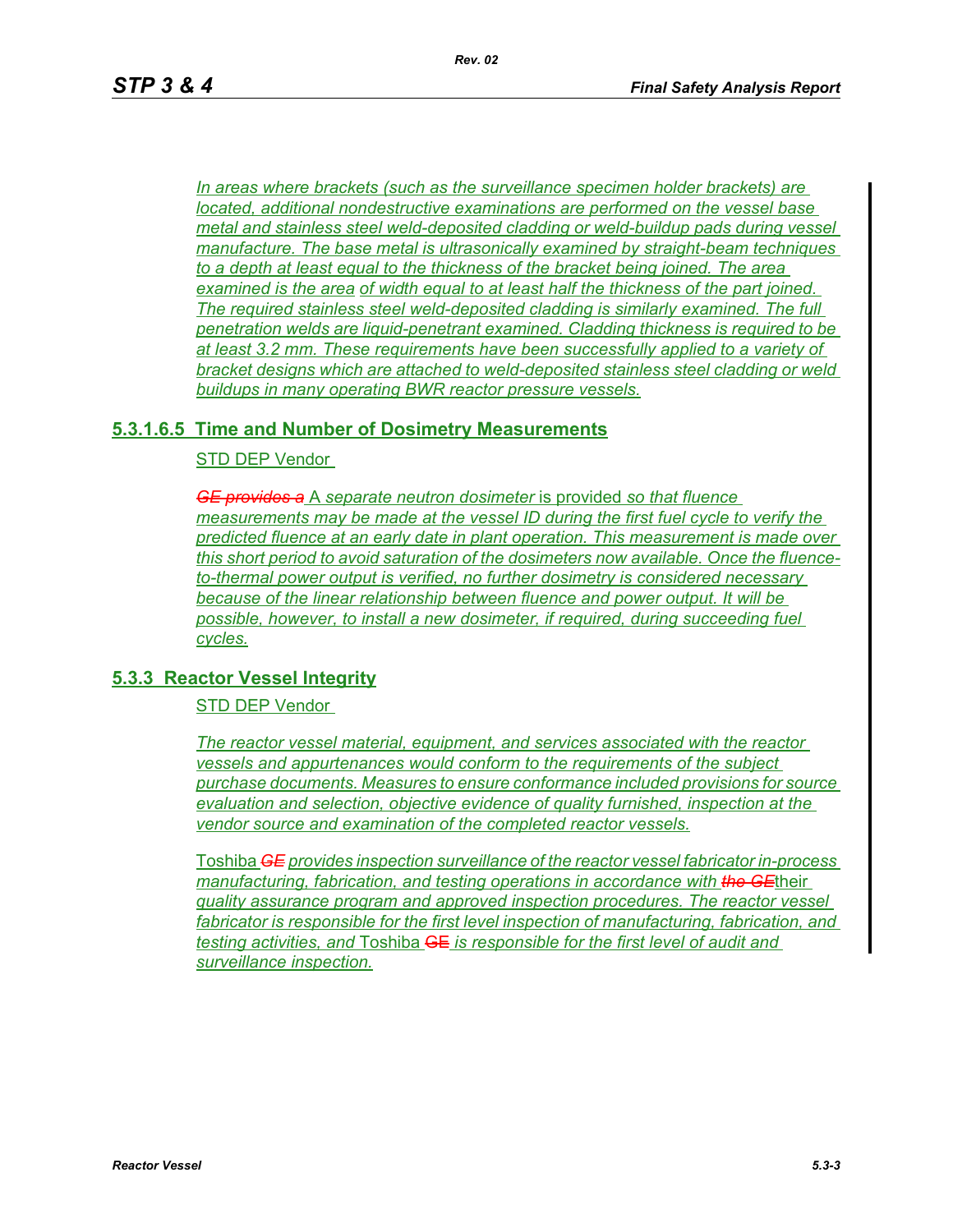*In areas where brackets (such as the surveillance specimen holder brackets) are located, additional nondestructive examinations are performed on the vessel base metal and stainless steel weld-deposited cladding or weld-buildup pads during vessel manufacture. The base metal is ultrasonically examined by straight-beam techniques to a depth at least equal to the thickness of the bracket being joined. The area examined is the area of width equal to at least half the thickness of the part joined. The required stainless steel weld-deposited cladding is similarly examined. The full penetration welds are liquid-penetrant examined. Cladding thickness is required to be at least 3.2 mm. These requirements have been successfully applied to a variety of bracket designs which are attached to weld-deposited stainless steel cladding or weld buildups in many operating BWR reactor pressure vessels.*

### 5.3.1.6.5 Time and Number of Dosimetry Measurements

STD DEP Vendor

~~*GE provides a*~~ A *separate neutron dosimeter* is provided *so that fluence measurements may be made at the vessel ID during the first fuel cycle to verify the predicted fluence at an early date in plant operation. This measurement is made over this short period to avoid saturation of the dosimeters now available. Once the fluence-to-thermal power output is verified, no further dosimetry is considered necessary because of the linear relationship between fluence and power output. It will be possible, however, to install a new dosimeter, if required, during succeeding fuel cycles.*

## 5.3.3 Reactor Vessel Integrity

STD DEP Vendor

*The reactor vessel material, equipment, and services associated with the reactor vessels and appurtenances would conform to the requirements of the subject purchase documents. Measures to ensure conformance included provisions for source evaluation and selection, objective evidence of quality furnished, inspection at the vendor source and examination of the completed reactor vessels.*

Toshiba ~~*GE*~~ *provides inspection surveillance of the reactor vessel fabricator in-process manufacturing, fabrication, and testing operations in accordance with* ~~*the GE*~~their *quality assurance program and approved inspection procedures. The reactor vessel fabricator is responsible for the first level inspection of manufacturing, fabrication, and testing activities, and* Toshiba ~~GE~~ *is responsible for the first level of audit and surveillance inspection.*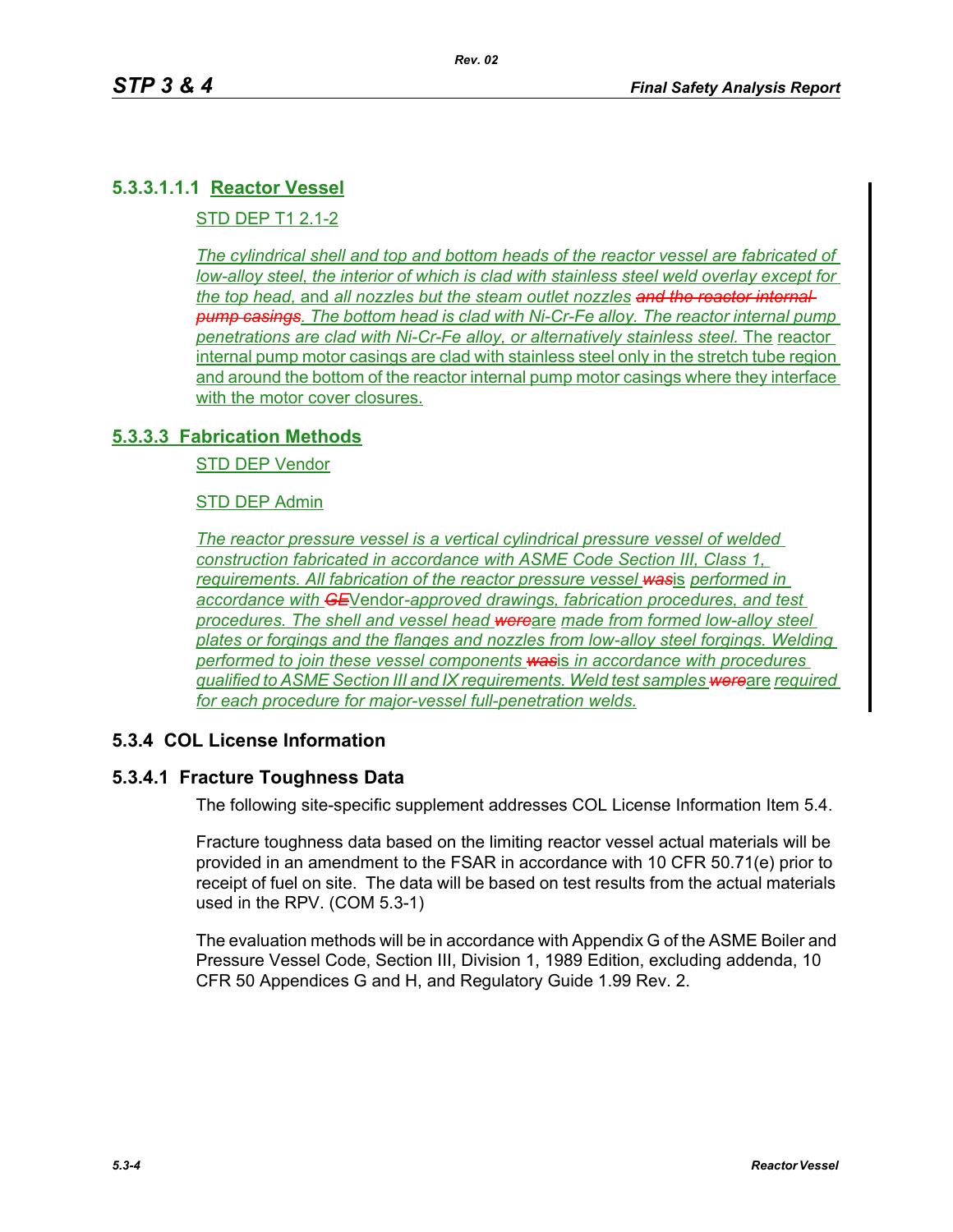#### 5.3.3.1.1.1 Reactor Vessel

STD DEP T1 2.1-2

*The cylindrical shell and top and bottom heads of the reactor vessel are fabricated of low-alloy steel, the interior of which is clad with stainless steel weld overlay except for the top head,* and *all nozzles but the steam outlet nozzles* ~~*and the reactor internal pump casings*~~*. The bottom head is clad with Ni-Cr-Fe alloy. The reactor internal pump penetrations are clad with Ni-Cr-Fe alloy, or alternatively stainless steel.* The reactor internal pump motor casings are clad with stainless steel only in the stretch tube region and around the bottom of the reactor internal pump motor casings where they interface with the motor cover closures.

### 5.3.3.3 Fabrication Methods

STD DEP Vendor

STD DEP Admin

*The reactor pressure vessel is a vertical cylindrical pressure vessel of welded construction fabricated in accordance with ASME Code Section III, Class 1, requirements. All fabrication of the reactor pressure vessel* ~~*was*~~is *performed in accordance with* ~~*GE*~~Vendor*-approved drawings, fabrication procedures, and test procedures. The shell and vessel head* ~~*were*~~are *made from formed low-alloy steel plates or forgings and the flanges and nozzles from low-alloy steel forgings. Welding performed to join these vessel components* ~~*was*~~is *in accordance with procedures qualified to ASME Section III and IX requirements. Weld test samples* ~~*were*~~are *required for each procedure for major-vessel full-penetration welds.*

## 5.3.4 COL License Information

### 5.3.4.1 Fracture Toughness Data

The following site-specific supplement addresses COL License Information Item 5.4.

Fracture toughness data based on the limiting reactor vessel actual materials will be provided in an amendment to the FSAR in accordance with 10 CFR 50.71(e) prior to receipt of fuel on site. The data will be based on test results from the actual materials used in the RPV. (COM 5.3-1)

The evaluation methods will be in accordance with Appendix G of the ASME Boiler and Pressure Vessel Code, Section III, Division 1, 1989 Edition, excluding addenda, 10 CFR 50 Appendices G and H, and Regulatory Guide 1.99 Rev. 2.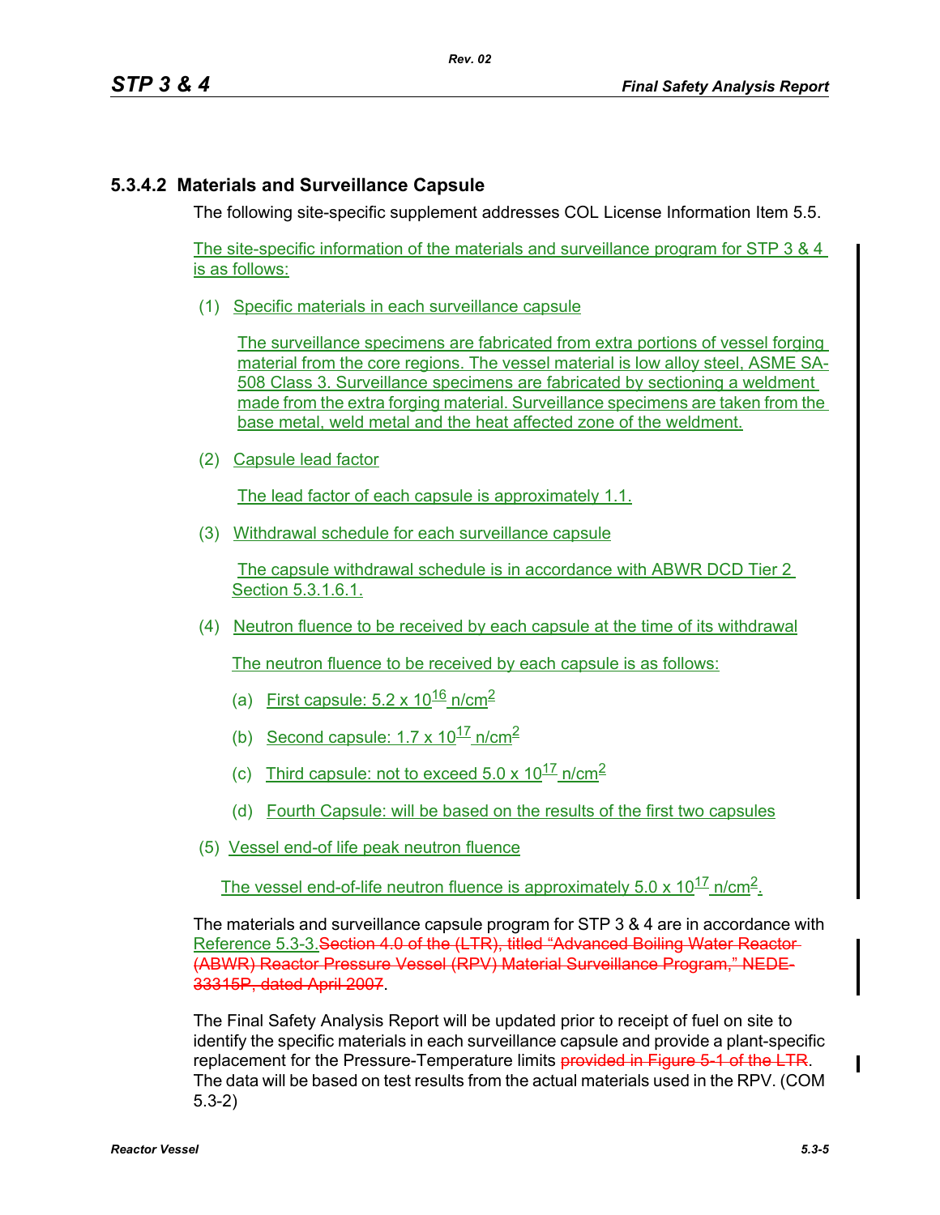### 5.3.4.2 Materials and Surveillance Capsule

The following site-specific supplement addresses COL License Information Item 5.5.

The site-specific information of the materials and surveillance program for STP 3 & 4 is as follows:

(1) Specific materials in each surveillance capsule

The surveillance specimens are fabricated from extra portions of vessel forging material from the core regions. The vessel material is low alloy steel, ASME SA-508 Class 3. Surveillance specimens are fabricated by sectioning a weldment made from the extra forging material. Surveillance specimens are taken from the base metal, weld metal and the heat affected zone of the weldment.

(2) Capsule lead factor

The lead factor of each capsule is approximately 1.1.

(3) Withdrawal schedule for each surveillance capsule

The capsule withdrawal schedule is in accordance with ABWR DCD Tier 2 Section 5.3.1.6.1.

(4) Neutron fluence to be received by each capsule at the time of its withdrawal

The neutron fluence to be received by each capsule is as follows:

(a) First capsule: $5.2 \times 10^{16}$ n/cm$^2$

(b) Second capsule: $1.7 \times 10^{17}$ n/cm$^2$

(c) Third capsule: not to exceed $5.0 \times 10^{17}$ n/cm$^2$

(d) Fourth Capsule: will be based on the results of the first two capsules

(5) Vessel end-of life peak neutron fluence

The vessel end-of-life neutron fluence is approximately $5.0 \times 10^{17}$ n/cm$^2$.

The materials and surveillance capsule program for STP 3 & 4 are in accordance with Reference 5.3-3.~~Section 4.0 of the (LTR), titled "Advanced Boiling Water Reactor (ABWR) Reactor Pressure Vessel (RPV) Material Surveillance Program," NEDE-33315P, dated April 2007~~.

The Final Safety Analysis Report will be updated prior to receipt of fuel on site to identify the specific materials in each surveillance capsule and provide a plant-specific replacement for the Pressure-Temperature limits ~~provided in Figure 5-1 of the LTR~~. The data will be based on test results from the actual materials used in the RPV. (COM 5.3-2)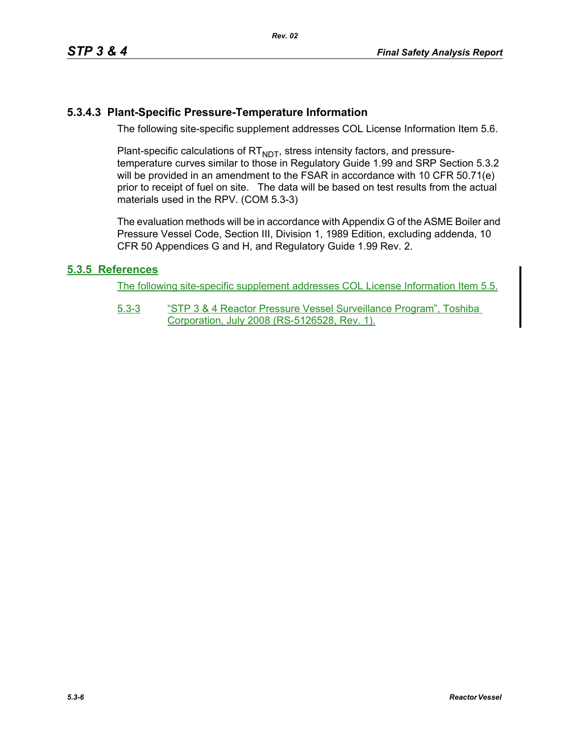### 5.3.4.3 Plant-Specific Pressure-Temperature Information

The following site-specific supplement addresses COL License Information Item 5.6.

Plant-specific calculations of $RT_{NDT}$, stress intensity factors, and pressure-temperature curves similar to those in Regulatory Guide 1.99 and SRP Section 5.3.2 will be provided in an amendment to the FSAR in accordance with 10 CFR 50.71(e) prior to receipt of fuel on site. The data will be based on test results from the actual materials used in the RPV. (COM 5.3-3)

The evaluation methods will be in accordance with Appendix G of the ASME Boiler and Pressure Vessel Code, Section III, Division 1, 1989 Edition, excluding addenda, 10 CFR 50 Appendices G and H, and Regulatory Guide 1.99 Rev. 2.

## 5.3.5 References

The following site-specific supplement addresses COL License Information Item 5.5.

5.3-3 "STP 3 & 4 Reactor Pressure Vessel Surveillance Program", Toshiba Corporation, July 2008 (RS-5126528, Rev. 1).